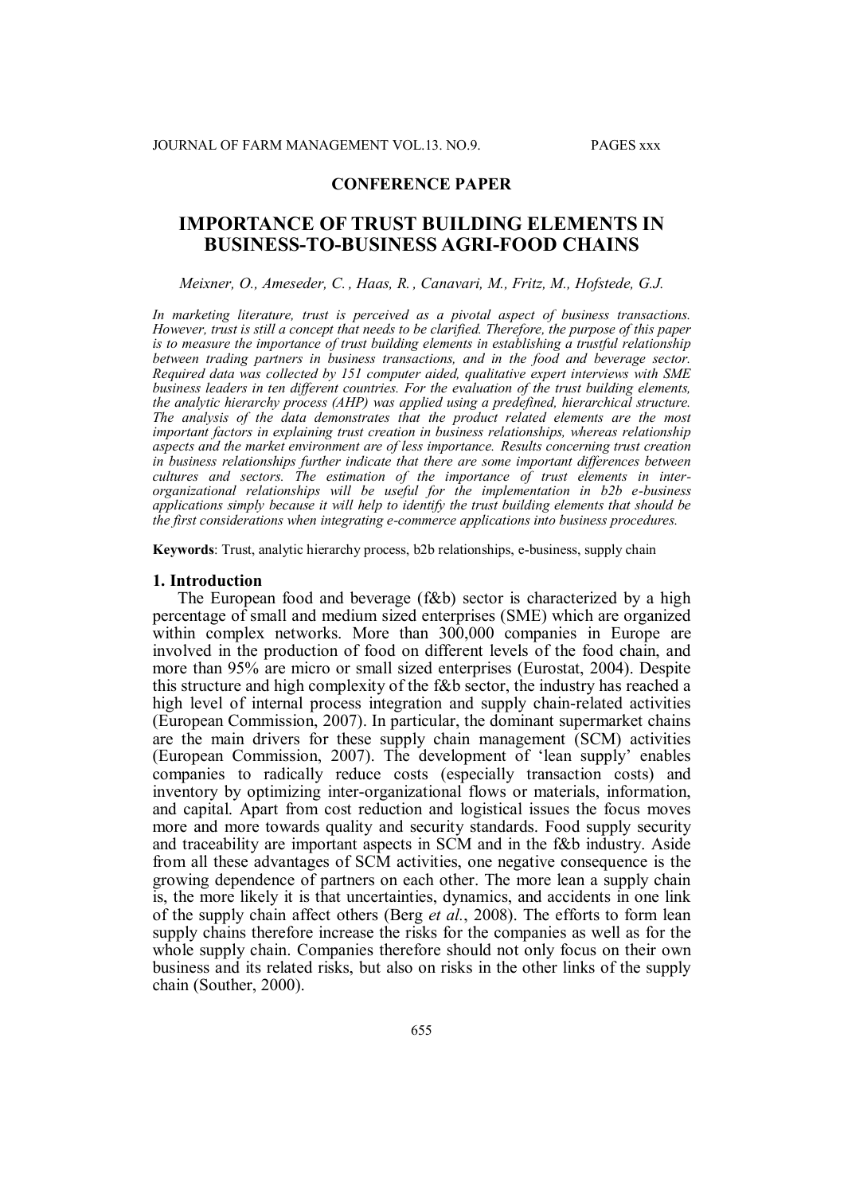**CONFERENCE PAPER**

# IMPORTANCE OF TRUST BUILDING ELEMENTS IN BUSINESS-TO-BUSINESS AGRI-FOOD CHAINS

*Meixner, O., Ameseder, C., Haas, R., Canavari, M., Fritz, M., Hofstede, G.J.*

*In marketing literature, trust is perceived as a pivotal aspect of business transactions. However, trust is still a concept that needs to be clarified. Therefore, the purpose of this paper is to measure the importance of trust building elements in establishing a trustful relationship between trading partners in business transactions, and in the food and beverage sector. Required data was collected by 151 computer aided, qualitative expert interviews with SME business leaders in ten different countries. For the evaluation of the trust building elements, the analytic hierarchy process (AHP) was applied using a predefined, hierarchical structure. The analysis of the data demonstrates that the product related elements are the most important factors in explaining trust creation in business relationships, whereas relationship aspects and the market environment are of less importance. Results concerning trust creation in business relationships further indicate that there are some important differences between cultures and sectors. The estimation of the importance of trust elements in inter-organizational relationships will be useful for the implementation in b2b e-business applications simply because it will help to identify the trust building elements that should be the first considerations when integrating e-commerce applications into business procedures.*

**Keywords**: Trust, analytic hierarchy process, b2b relationships, e-business, supply chain

## 1. Introduction

The European food and beverage (f&b) sector is characterized by a high percentage of small and medium sized enterprises (SME) which are organized within complex networks. More than 300,000 companies in Europe are involved in the production of food on different levels of the food chain, and more than 95% are micro or small sized enterprises (Eurostat, 2004). Despite this structure and high complexity of the f&b sector, the industry has reached a high level of internal process integration and supply chain-related activities (European Commission, 2007). In particular, the dominant supermarket chains are the main drivers for these supply chain management (SCM) activities (European Commission, 2007). The development of 'lean supply' enables companies to radically reduce costs (especially transaction costs) and inventory by optimizing inter-organizational flows or materials, information, and capital. Apart from cost reduction and logistical issues the focus moves more and more towards quality and security standards. Food supply security and traceability are important aspects in SCM and in the f&b industry. Aside from all these advantages of SCM activities, one negative consequence is the growing dependence of partners on each other. The more lean a supply chain is, the more likely it is that uncertainties, dynamics, and accidents in one link of the supply chain affect others (Berg *et al.*, 2008). The efforts to form lean supply chains therefore increase the risks for the companies as well as for the whole supply chain. Companies therefore should not only focus on their own business and its related risks, but also on risks in the other links of the supply chain (Souther, 2000).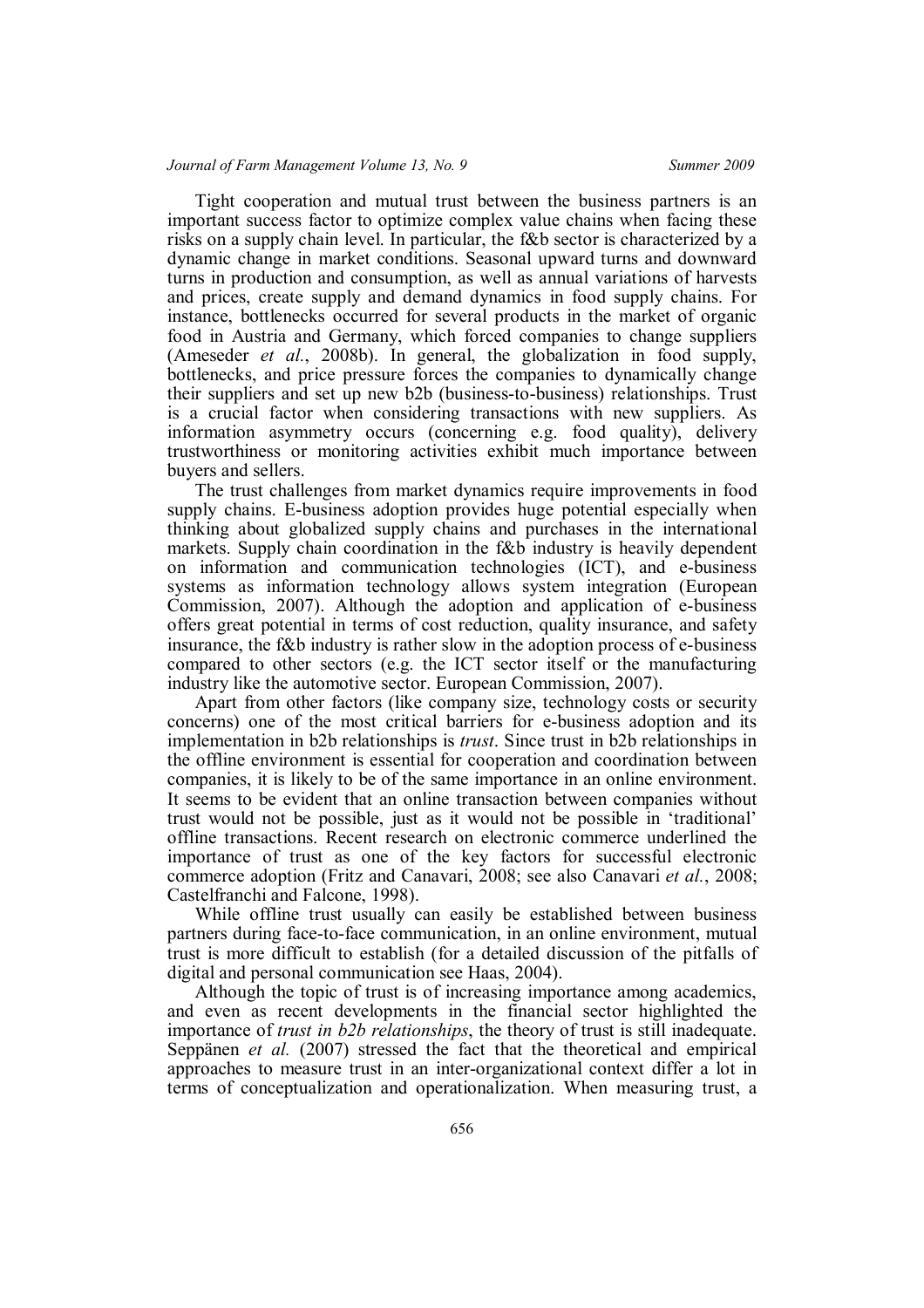Tight cooperation and mutual trust between the business partners is an important success factor to optimize complex value chains when facing these risks on a supply chain level. In particular, the f&b sector is characterized by a dynamic change in market conditions. Seasonal upward turns and downward turns in production and consumption, as well as annual variations of harvests and prices, create supply and demand dynamics in food supply chains. For instance, bottlenecks occurred for several products in the market of organic food in Austria and Germany, which forced companies to change suppliers (Ameseder *et al.*, 2008b). In general, the globalization in food supply, bottlenecks, and price pressure force the companies to dynamically change their suppliers and set up new b2b (business-to-business) relationships. Trust is a crucial factor when considering transactions with new suppliers. As information asymmetry occurs (concerning e.g. food quality), delivery trustworthiness or monitoring activities exhibit much importance between buyers and sellers.

The trust challenges from market dynamics require improvements in food supply chains. E-business adoption provides huge potential especially when thinking about globalized supply chains and purchases in the international markets. Supply chain coordination in the f&b industry is heavily dependent on information and communication technologies (ICT), and e-business systems as information technology allows system integration (European Commission, 2007). Although the adoption and application of e-business offers great potential in terms of cost reduction, quality insurance, and safety insurance, the f&b industry is rather slow in the adoption process of e-business compared to other sectors (e.g. the ICT sector itself or the manufacturing industry like the automotive sector. European Commission, 2007).

Apart from other factors (like company size, technology costs or security concerns) one of the most critical barriers for e-business adoption and its implementation in b2b relationships is *trust*. Since trust in b2b relationships in the offline environment is essential for cooperation and coordination between companies, it is likely to be of the same importance in an online environment. It seems to be evident that an online transaction between companies without trust would not be possible, just as it would not be possible in 'traditional' offline transactions. Recent research on electronic commerce underlined the importance of trust as one of the key factors for successful electronic commerce adoption (Fritz and Canavari, 2008; see also Canavari *et al.*, 2008; Castelfranchi and Falcone, 1998).

While offline trust usually can easily be established between business partners during face-to-face communication, in an online environment, mutual trust is more difficult to establish (for a detailed discussion of the pitfalls of digital and personal communication see Haas, 2004).

Although the topic of trust is of increasing importance among academics, and even as recent developments in the financial sector highlighted the importance of *trust in b2b relationships*, the theory of trust is still inadequate. Seppänen *et al.* (2007) stressed the fact that the theoretical and empirical approaches to measure trust in an inter-organizational context differ a lot in terms of conceptualization and operationalization. When measuring trust, a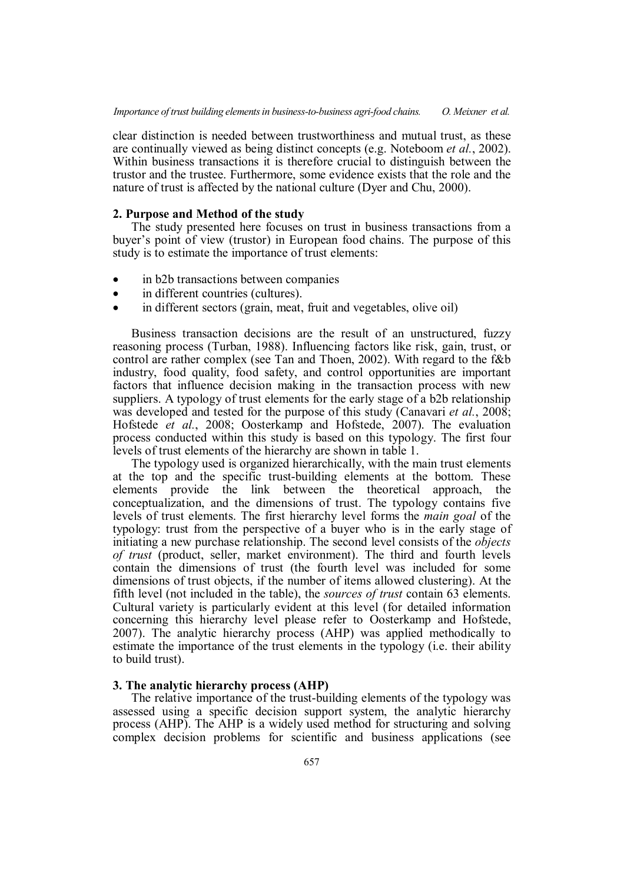clear distinction is needed between trustworthiness and mutual trust, as these are continually viewed as being distinct concepts (e.g. Noteboom *et al.*, 2002). Within business transactions it is therefore crucial to distinguish between the trustor and the trustee. Furthermore, some evidence exists that the role and the nature of trust is affected by the national culture (Dyer and Chu, 2000).

## 2. Purpose and Method of the study

The study presented here focuses on trust in business transactions from a buyer's point of view (trustor) in European food chains. The purpose of this study is to estimate the importance of trust elements:

- in b2b transactions between companies
- in different countries (cultures).
- in different sectors (grain, meat, fruit and vegetables, olive oil)

Business transaction decisions are the result of an unstructured, fuzzy reasoning process (Turban, 1988). Influencing factors like risk, gain, trust, or control are rather complex (see Tan and Thoen, 2002). With regard to the f&b industry, food quality, food safety, and control opportunities are important factors that influence decision making in the transaction process with new suppliers. A typology of trust elements for the early stage of a b2b relationship was developed and tested for the purpose of this study (Canavari *et al.*, 2008; Hofstede *et al.*, 2008; Oosterkamp and Hofstede, 2007). The evaluation process conducted within this study is based on this typology. The first four levels of trust elements of the hierarchy are shown in table 1.

The typology used is organized hierarchically, with the main trust elements at the top and the specific trust-building elements at the bottom. These elements provide the link between the theoretical approach, the conceptualization, and the dimensions of trust. The typology contains five levels of trust elements. The first hierarchy level forms the *main goal* of the typology: trust from the perspective of a buyer who is in the early stage of initiating a new purchase relationship. The second level consists of the *objects of trust* (product, seller, market environment). The third and fourth levels contain the dimensions of trust (the fourth level was included for some dimensions of trust objects, if the number of items allowed clustering). At the fifth level (not included in the table), the *sources of trust* contain 63 elements. Cultural variety is particularly evident at this level (for detailed information concerning this hierarchy level please refer to Oosterkamp and Hofstede, 2007). The analytic hierarchy process (AHP) was applied methodically to estimate the importance of the trust elements in the typology (i.e. their ability to build trust).

## 3. The analytic hierarchy process (AHP)

The relative importance of the trust-building elements of the typology was assessed using a specific decision support system, the analytic hierarchy process (AHP). The AHP is a widely used method for structuring and solving complex decision problems for scientific and business applications (see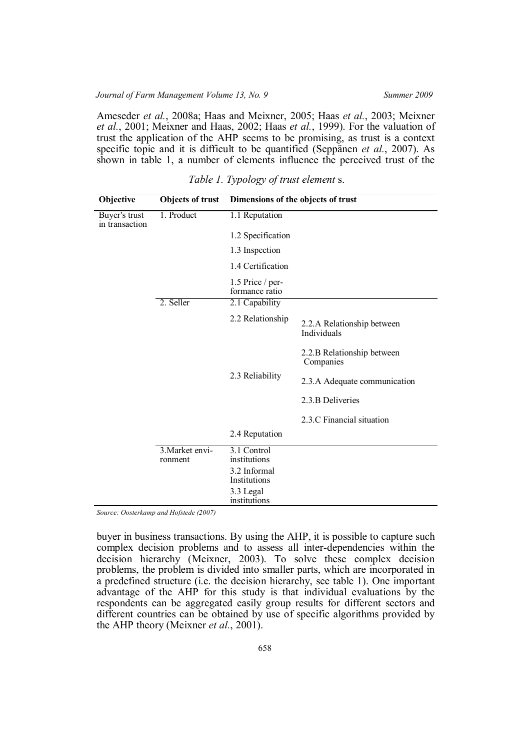Ameseder *et al.*, 2008a; Haas and Meixner, 2005; Haas *et al.*, 2003; Meixner *et al.*, 2001; Meixner and Haas, 2002; Haas *et al.*, 1999). For the valuation of trust the application of the AHP seems to be promising, as trust is a context specific topic and it is difficult to be quantified (Seppänen *et al.*, 2007). As shown in table 1, a number of elements influence the perceived trust of the buyer in business transactions. By using the AHP, it is possible to capture such complex decision problems and to assess all inter-dependencies within the decision hierarchy (Meixner, 2003). To solve these complex decision problems, the problem is divided into smaller parts, which are incorporated in a predefined structure (i.e. the decision hierarchy, see table 1). One important advantage of the AHP for this study is that individual evaluations by the respondents can be aggregated easily group results for different sectors and different countries can be obtained by use of specific algorithms provided by the AHP theory (Meixner *et al.*, 2001).

*Table 1. Typology of trust element* s.

| Objective | Objects of trust | Dimensions of the objects of trust | |
|---|---|---|---|
| Buyer's trust in transaction | 1. Product | 1.1 Reputation | |
| | | 1.2 Specification | |
| | | 1.3 Inspection | |
| | | 1.4 Certification | |
| | | 1.5 Price / performance ratio | |
| | 2. Seller | 2.1 Capability | |
| | | 2.2 Relationship | 2.2.A Relationship between Individuals |
| | | | 2.2.B Relationship between Companies |
| | | 2.3 Reliability | 2.3.A Adequate communication |
| | | | 2.3.B Deliveries |
| | | | 2.3.C Financial situation |
| | | 2.4 Reputation | |
| | 3. Market environment | 3.1 Control institutions | |
| | | 3.2 Informal Institutions | |
| | | 3.3 Legal institutions | |

*Source: Oosterkamp and Hofstede (2007)*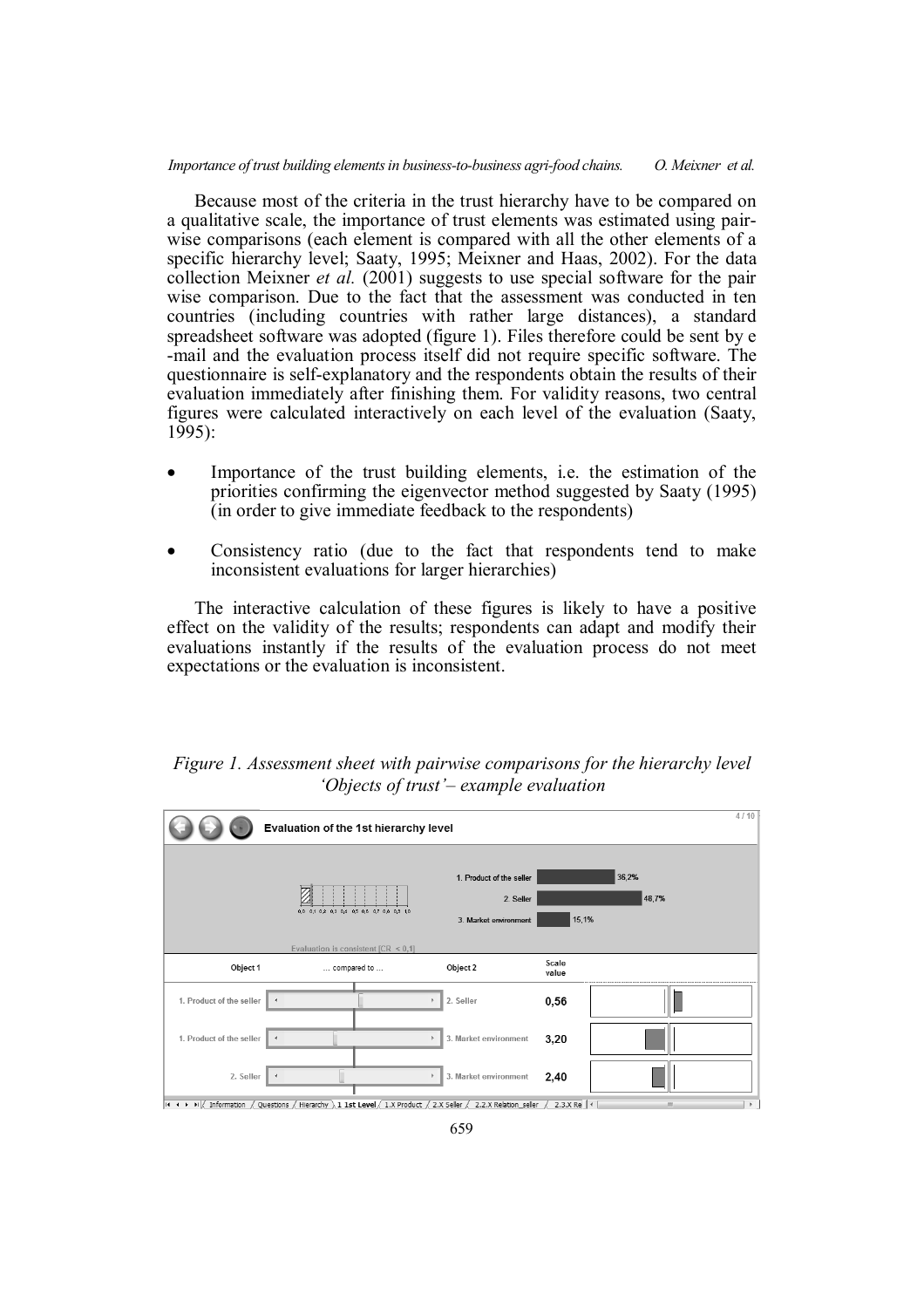Because most of the criteria in the trust hierarchy have to be compared on a qualitative scale, the importance of trust elements was estimated using pair-wise comparisons (each element is compared with all the other elements of a specific hierarchy level; Saaty, 1995; Meixner and Haas, 2002). For the data collection Meixner *et al.* (2001) suggests to use special software for the pair wise comparison. Due to the fact that the assessment was conducted in ten countries (including countries with rather large distances), a standard spreadsheet software was adopted (figure 1). Files therefore could be sent by e -mail and the evaluation process itself did not require specific software. The questionnaire is self-explanatory and the respondents obtain the results of their evaluation immediately after finishing them. For validity reasons, two central figures were calculated interactively on each level of the evaluation (Saaty, 1995):

- Importance of the trust building elements, i.e. the estimation of the priorities confirming the eigenvector method suggested by Saaty (1995) (in order to give immediate feedback to the respondents)
- Consistency ratio (due to the fact that respondents tend to make inconsistent evaluations for larger hierarchies)

The interactive calculation of these figures is likely to have a positive effect on the validity of the results; respondents can adapt and modify their evaluations instantly if the results of the evaluation process do not meet expectations or the evaluation is inconsistent.

*Figure 1. Assessment sheet with pairwise comparisons for the hierarchy level 'Objects of trust'– example evaluation*

Evaluation of the 1st hierarchy level

| | |
|---|---|
| 1. Product of the seller | 36,2% |
| 2. Seller | 48,7% |
| 3. Market environment | 15,1% |

Evaluation is consistent [CR < 0,1]

| Object 1 | … compared to … | Object 2 | Scale value |
|---|---|---|---|
| 1. Product of the seller | | 2. Seller | 0,56 |
| 1. Product of the seller | | 3. Market environment | 3,20 |
| 2. Seller | | 3. Market environment | 2,40 |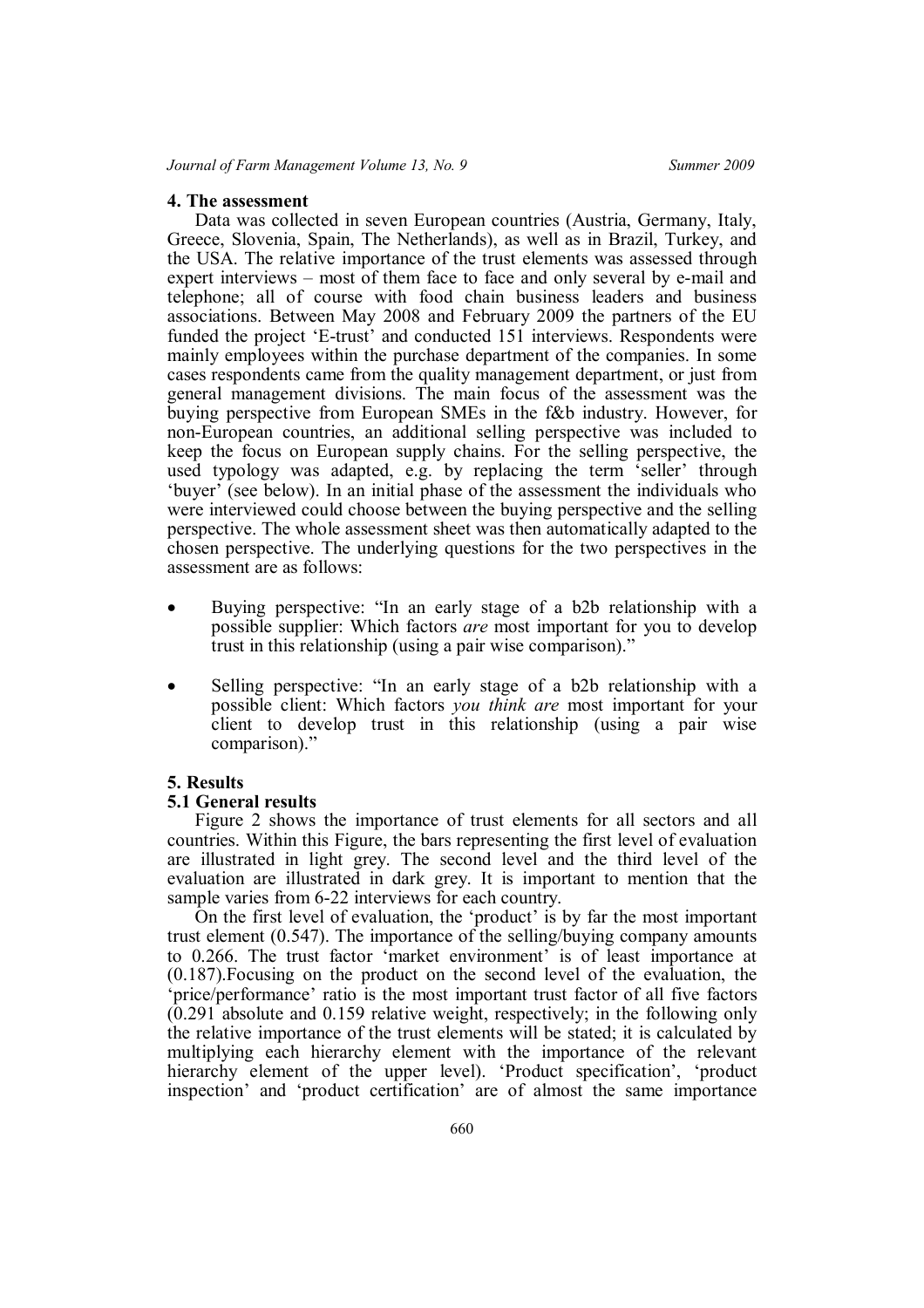## 4. The assessment

Data was collected in seven European countries (Austria, Germany, Italy, Greece, Slovenia, Spain, The Netherlands), as well as in Brazil, Turkey, and the USA. The relative importance of the trust elements was assessed through expert interviews – most of them face to face and only several by e-mail and telephone; all of course with food chain business leaders and business associations. Between May 2008 and February 2009 the partners of the EU funded the project 'E-trust' and conducted 151 interviews. Respondents were mainly employees within the purchase department of the companies. In some cases respondents came from the quality management department, or just from general management divisions. The main focus of the assessment was the buying perspective from European SMEs in the f&b industry. However, for non-European countries, an additional selling perspective was included to keep the focus on European supply chains. For the selling perspective, the used typology was adapted, e.g. by replacing the term 'seller' through 'buyer' (see below). In an initial phase of the assessment the individuals who were interviewed could choose between the buying perspective and the selling perspective. The whole assessment sheet was then automatically adapted to the chosen perspective. The underlying questions for the two perspectives in the assessment are as follows:

- Buying perspective: "In an early stage of a b2b relationship with a possible supplier: Which factors *are* most important for you to develop trust in this relationship (using a pair wise comparison)."
- Selling perspective: "In an early stage of a b2b relationship with a possible client: Which factors *you think are* most important for your client to develop trust in this relationship (using a pair wise comparison)."

## 5. Results

### 5.1 General results

Figure 2 shows the importance of trust elements for all sectors and all countries. Within this Figure, the bars representing the first level of evaluation are illustrated in light grey. The second level and the third level of the evaluation are illustrated in dark grey. It is important to mention that the sample varies from 6-22 interviews for each country.

On the first level of evaluation, the 'product' is by far the most important trust element (0.547). The importance of the selling/buying company amounts to 0.266. The trust factor 'market environment' is of least importance at (0.187).Focusing on the product on the second level of the evaluation, the 'price/performance' ratio is the most important trust factor of all five factors (0.291 absolute and 0.159 relative weight, respectively; in the following only the relative importance of the trust elements will be stated; it is calculated by multiplying each hierarchy element with the importance of the relevant hierarchy element of the upper level). 'Product specification', 'product inspection' and 'product certification' are of almost the same importance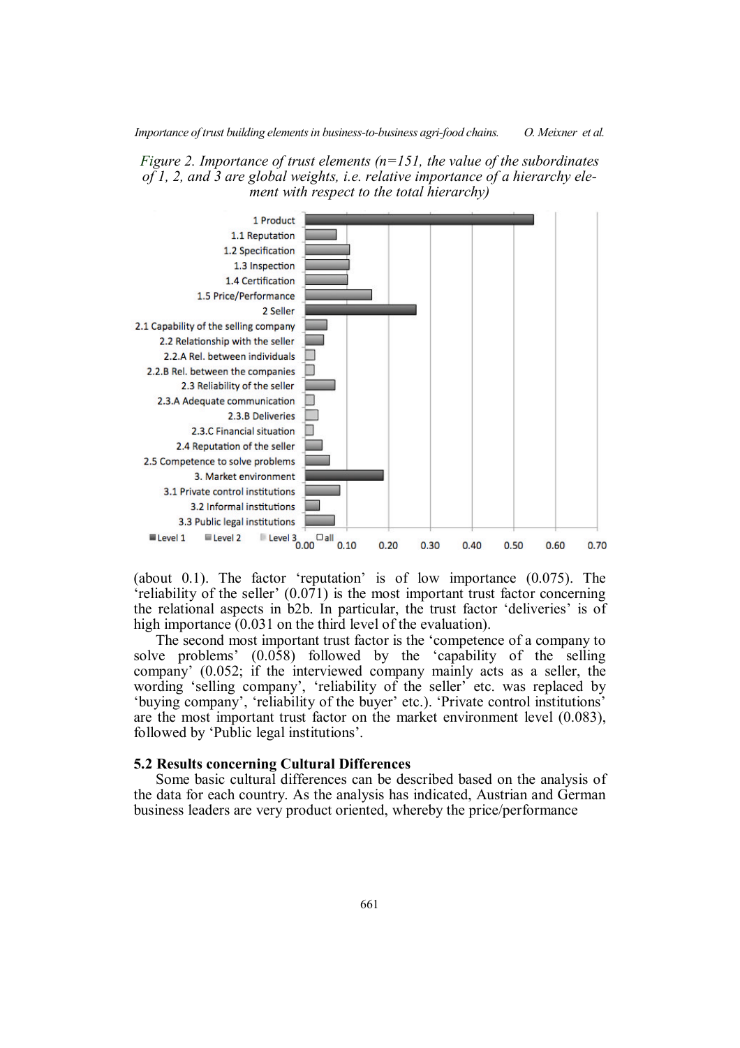*Figure 2. Importance of trust elements (n=151, the value of the subordinates of 1, 2, and 3 are global weights, i.e. relative importance of a hierarchy element with respect to the total hierarchy)*

(about 0.1). The factor 'reputation' is of low importance (0.075). The 'reliability of the seller' (0.071) is the most important trust factor concerning the relational aspects in b2b. In particular, the trust factor 'deliveries' is of high importance (0.031 on the third level of the evaluation).

The second most important trust factor is the 'competence of a company to solve problems' (0.058) followed by the 'capability of the selling company' (0.052; if the interviewed company mainly acts as a seller, the wording 'selling company', 'reliability of the seller' etc. was replaced by 'buying company', 'reliability of the buyer' etc.). 'Private control institutions' are the most important trust factor on the market environment level (0.083), followed by 'Public legal institutions'.

### 5.2 Results concerning Cultural Differences

Some basic cultural differences can be described based on the analysis of the data for each country. As the analysis has indicated, Austrian and German business leaders are very product oriented, whereby the price/performance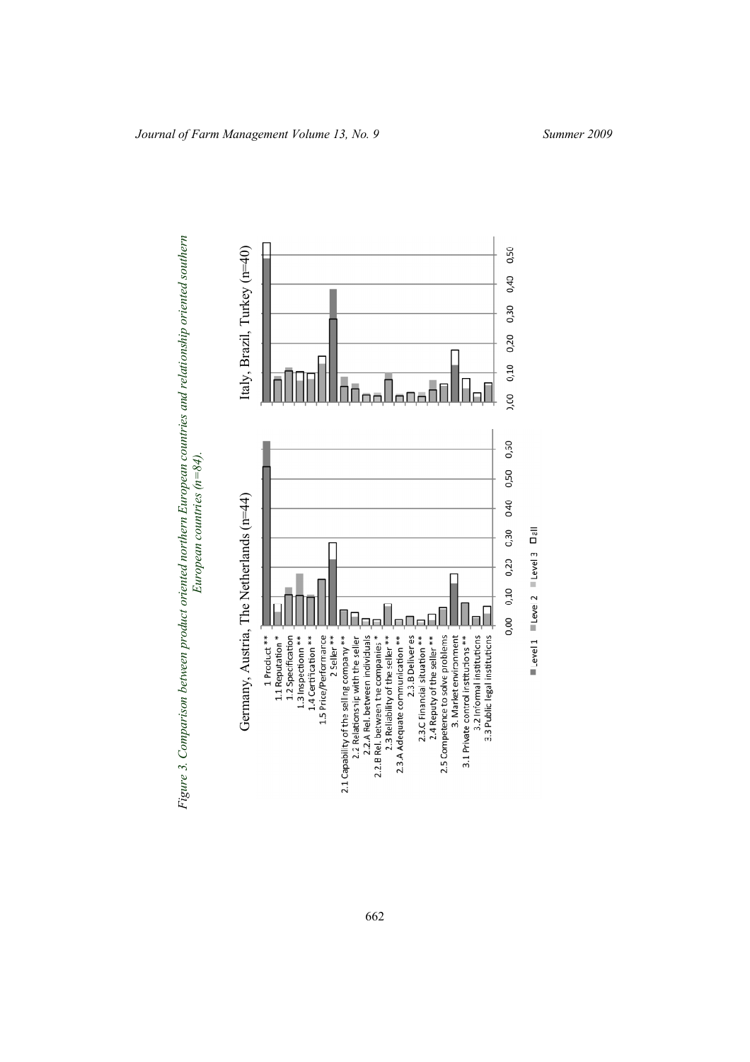*Figure 3. Comparison between product oriented northern European countries and relationship oriented southern European countries (n=84).*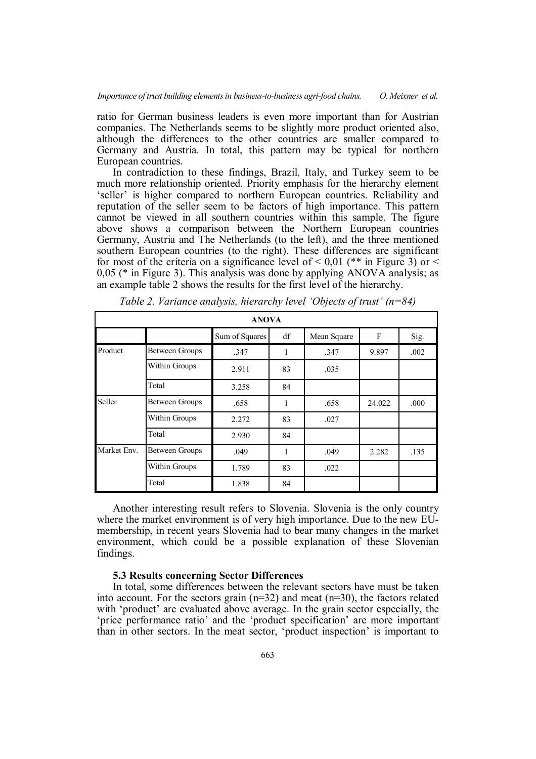ratio for German business leaders is even more important than for Austrian companies. The Netherlands seems to be slightly more product oriented also, although the differences to the other countries are smaller compared to Germany and Austria. In total, this pattern may be typical for northern European countries.

In contradiction to these findings, Brazil, Italy, and Turkey seem to be much more relationship oriented. Priority emphasis for the hierarchy element 'seller' is higher compared to northern European countries. Reliability and reputation of the seller seem to be factors of high importance. This pattern cannot be viewed in all southern countries within this sample. The figure above shows a comparison between the Northern European countries Germany, Austria and The Netherlands (to the left), and the three mentioned southern European countries (to the right). These differences are significant for most of the criteria on a significance level of < 0,01 (** in Figure 3) or < 0,05 (* in Figure 3). This analysis was done by applying ANOVA analysis; as an example table 2 shows the results for the first level of the hierarchy.

*Table 2. Variance analysis, hierarchy level 'Objects of trust' (n=84)*

| ANOVA | | | | | | |
|---|---|---|---|---|---|---|
| | | Sum of Squares | df | Mean Square | F | Sig. |
| Product | Between Groups | .347 | 1 | .347 | 9.897 | .002 |
| | Within Groups | 2.911 | 83 | .035 | | |
| | Total | 3.258 | 84 | | | |
| Seller | Between Groups | .658 | 1 | .658 | 24.022 | .000 |
| | Within Groups | 2.272 | 83 | .027 | | |
| | Total | 2.930 | 84 | | | |
| Market Env. | Between Groups | .049 | 1 | .049 | 2.282 | .135 |
| | Within Groups | 1.789 | 83 | .022 | | |
| | Total | 1.838 | 84 | | | |

Another interesting result refers to Slovenia. Slovenia is the only country where the market environment is of very high importance. Due to the new EU-membership, in recent years Slovenia had to bear many changes in the market environment, which could be a possible explanation of these Slovenian findings.

### 5.3 Results concerning Sector Differences

In total, some differences between the relevant sectors have must be taken into account. For the sectors grain (n=32) and meat (n=30), the factors related with 'product' are evaluated above average. In the grain sector especially, the 'price performance ratio' and the 'product specification' are more important than in other sectors. In the meat sector, 'product inspection' is important to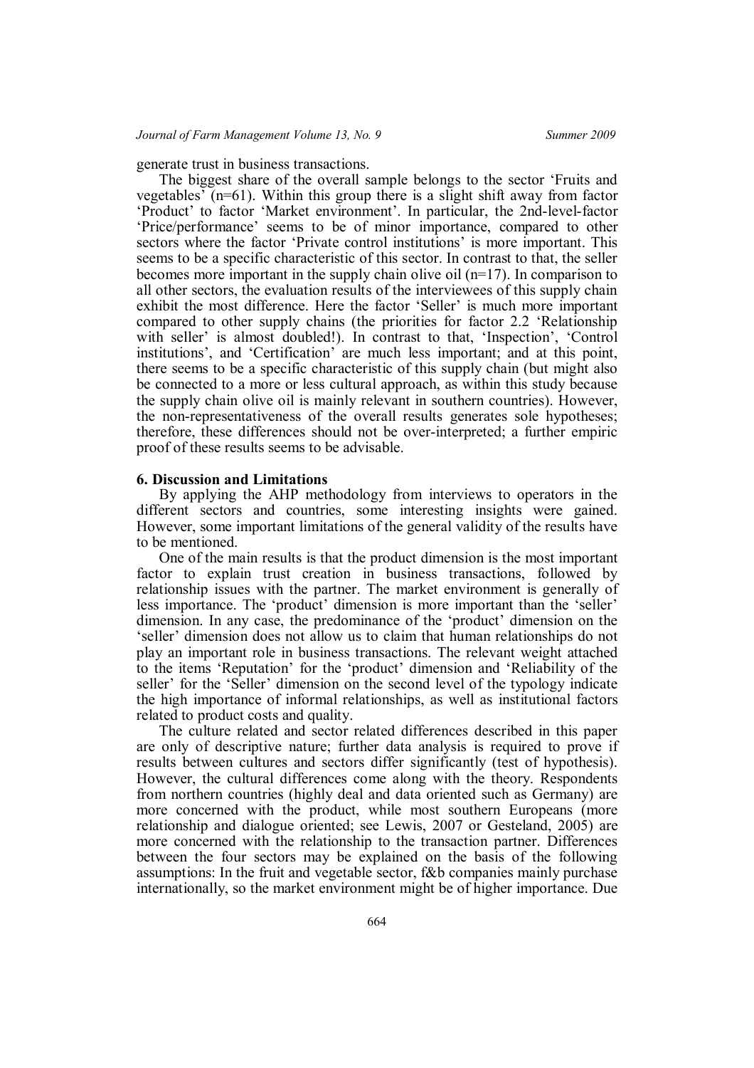generate trust in business transactions.

The biggest share of the overall sample belongs to the sector 'Fruits and vegetables' (n=61). Within this group there is a slight shift away from factor 'Product' to factor 'Market environment'. In particular, the 2nd-level-factor 'Price/performance' seems to be of minor importance, compared to other sectors where the factor 'Private control institutions' is more important. This seems to be a specific characteristic of this sector. In contrast to that, the seller becomes more important in the supply chain olive oil (n=17). In comparison to all other sectors, the evaluation results of the interviewees of this supply chain exhibit the most difference. Here the factor 'Seller' is much more important compared to other supply chains (the priorities for factor 2.2 'Relationship with seller' is almost doubled!). In contrast to that, 'Inspection', 'Control institutions', and 'Certification' are much less important; and at this point, there seems to be a specific characteristic of this supply chain (but might also be connected to a more or less cultural approach, as within this study because the supply chain olive oil is mainly relevant in southern countries). However, the non-representativeness of the overall results generates sole hypotheses; therefore, these differences should not be over-interpreted; a further empiric proof of these results seems to be advisable.

## 6. Discussion and Limitations

By applying the AHP methodology from interviews to operators in the different sectors and countries, some interesting insights were gained. However, some important limitations of the general validity of the results have to be mentioned.

One of the main results is that the product dimension is the most important factor to explain trust creation in business transactions, followed by relationship issues with the partner. The market environment is generally of less importance. The 'product' dimension is more important than the 'seller' dimension. In any case, the predominance of the 'product' dimension on the 'seller' dimension does not allow us to claim that human relationships do not play an important role in business transactions. The relevant weight attached to the items 'Reputation' for the 'product' dimension and 'Reliability of the seller' for the 'Seller' dimension on the second level of the typology indicate the high importance of informal relationships, as well as institutional factors related to product costs and quality.

The culture related and sector related differences described in this paper are only of descriptive nature; further data analysis is required to prove if results between cultures and sectors differ significantly (test of hypothesis). However, the cultural differences come along with the theory. Respondents from northern countries (highly deal and data oriented such as Germany) are more concerned with the product, while most southern Europeans (more relationship and dialogue oriented; see Lewis, 2007 or Gesteland, 2005) are more concerned with the relationship to the transaction partner. Differences between the four sectors may be explained on the basis of the following assumptions: In the fruit and vegetable sector, f&b companies mainly purchase internationally, so the market environment might be of higher importance. Due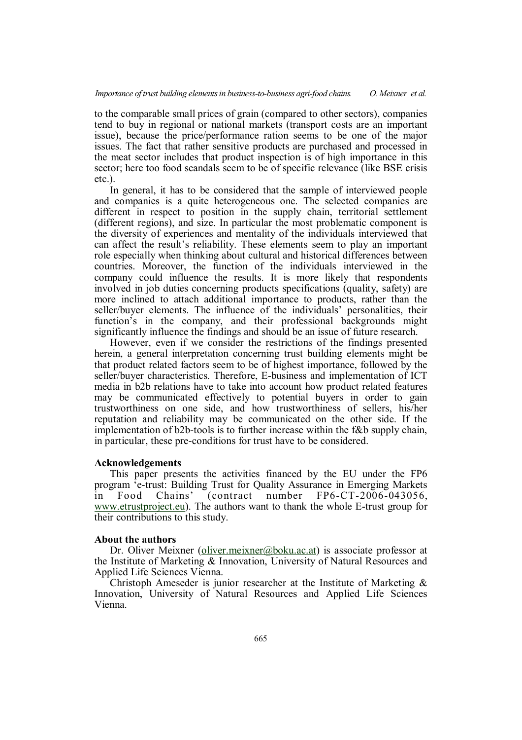to the comparable small prices of grain (compared to other sectors), companies tend to buy in regional or national markets (transport costs are an important issue), because the price/performance ration seems to be one of the major issues. The fact that rather sensitive products are purchased and processed in the meat sector includes that product inspection is of high importance in this sector; here too food scandals seem to be of specific relevance (like BSE crisis etc.).

In general, it has to be considered that the sample of interviewed people and companies is a quite heterogeneous one. The selected companies are different in respect to position in the supply chain, territorial settlement (different regions), and size. In particular the most problematic component is the diversity of experiences and mentality of the individuals interviewed that can affect the result's reliability. These elements seem to play an important role especially when thinking about cultural and historical differences between countries. Moreover, the function of the individuals interviewed in the company could influence the results. It is more likely that respondents involved in job duties concerning products specifications (quality, safety) are more inclined to attach additional importance to products, rather than the seller/buyer elements. The influence of the individuals' personalities, their function's in the company, and their professional backgrounds might significantly influence the findings and should be an issue of future research.

However, even if we consider the restrictions of the findings presented herein, a general interpretation concerning trust building elements might be that product related factors seem to be of highest importance, followed by the seller/buyer characteristics. Therefore, E-business and implementation of ICT media in b2b relations have to take into account how product related features may be communicated effectively to potential buyers in order to gain trustworthiness on one side, and how trustworthiness of sellers, his/her reputation and reliability may be communicated on the other side. If the implementation of b2b-tools is to further increase within the f&b supply chain, in particular, these pre-conditions for trust have to be considered.

### Acknowledgements

This paper presents the activities financed by the EU under the FP6 program 'e-trust: Building Trust for Quality Assurance in Emerging Markets in Food Chains' (contract number FP6-CT-2006-043056, www.etrustproject.eu). The authors want to thank the whole E-trust group for their contributions to this study.

### About the authors

Dr. Oliver Meixner (oliver.meixner@boku.ac.at) is associate professor at the Institute of Marketing & Innovation, University of Natural Resources and Applied Life Sciences Vienna.

Christoph Ameseder is junior researcher at the Institute of Marketing & Innovation, University of Natural Resources and Applied Life Sciences Vienna.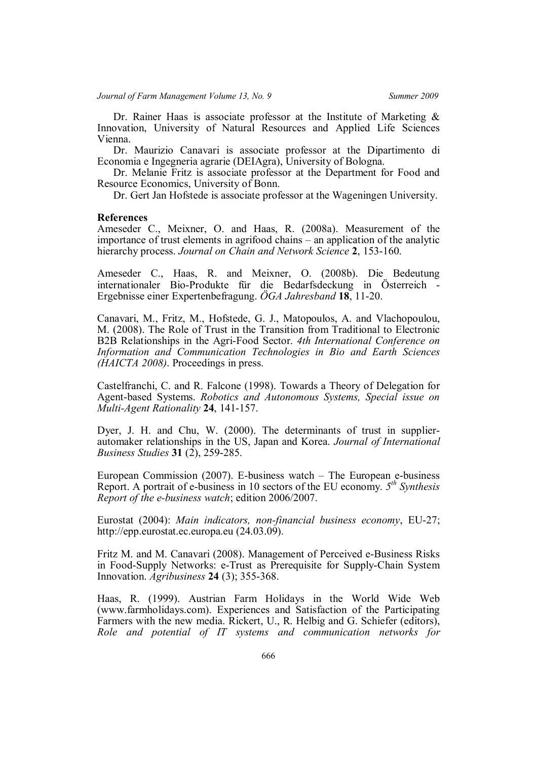Dr. Rainer Haas is associate professor at the Institute of Marketing & Innovation, University of Natural Resources and Applied Life Sciences Vienna.

Dr. Maurizio Canavari is associate professor at the Dipartimento di Economia e Ingegneria agrarie (DEIAgra), University of Bologna.

Dr. Melanie Fritz is associate professor at the Department for Food and Resource Economics, University of Bonn.

Dr. Gert Jan Hofstede is associate professor at the Wageningen University.

**References**

Ameseder C., Meixner, O. and Haas, R. (2008a). Measurement of the importance of trust elements in agrifood chains – an application of the analytic hierarchy process. *Journal on Chain and Network Science* **2**, 153-160.

Ameseder C., Haas, R. and Meixner, O. (2008b). Die Bedeutung internationaler Bio-Produkte für die Bedarfsdeckung in Österreich - Ergebnisse einer Expertenbefragung. *ÖGA Jahresband* **18**, 11-20.

Canavari, M., Fritz, M., Hofstede, G. J., Matopoulos, A. and Vlachopoulou, M. (2008). The Role of Trust in the Transition from Traditional to Electronic B2B Relationships in the Agri-Food Sector. *4th International Conference on Information and Communication Technologies in Bio and Earth Sciences (HAICTA 2008)*. Proceedings in press.

Castelfranchi, C. and R. Falcone (1998). Towards a Theory of Delegation for Agent-based Systems. *Robotics and Autonomous Systems, Special issue on Multi-Agent Rationality* **24**, 141-157.

Dyer, J. H. and Chu, W. (2000). The determinants of trust in supplier-automaker relationships in the US, Japan and Korea. *Journal of International Business Studies* **31** (2), 259-285.

European Commission (2007). E-business watch – The European e-business Report. A portrait of e-business in 10 sectors of the EU economy. *5th Synthesis Report of the e-business watch*; edition 2006/2007.

Eurostat (2004): *Main indicators, non-financial business economy*, EU-27; http://epp.eurostat.ec.europa.eu (24.03.09).

Fritz M. and M. Canavari (2008). Management of Perceived e-Business Risks in Food-Supply Networks: e-Trust as Prerequisite for Supply-Chain System Innovation. *Agribusiness* **24** (3); 355-368.

Haas, R. (1999). Austrian Farm Holidays in the World Wide Web (www.farmholidays.com). Experiences and Satisfaction of the Participating Farmers with the new media. Rickert, U., R. Helbig and G. Schiefer (editors), *Role and potential of IT systems and communication networks for*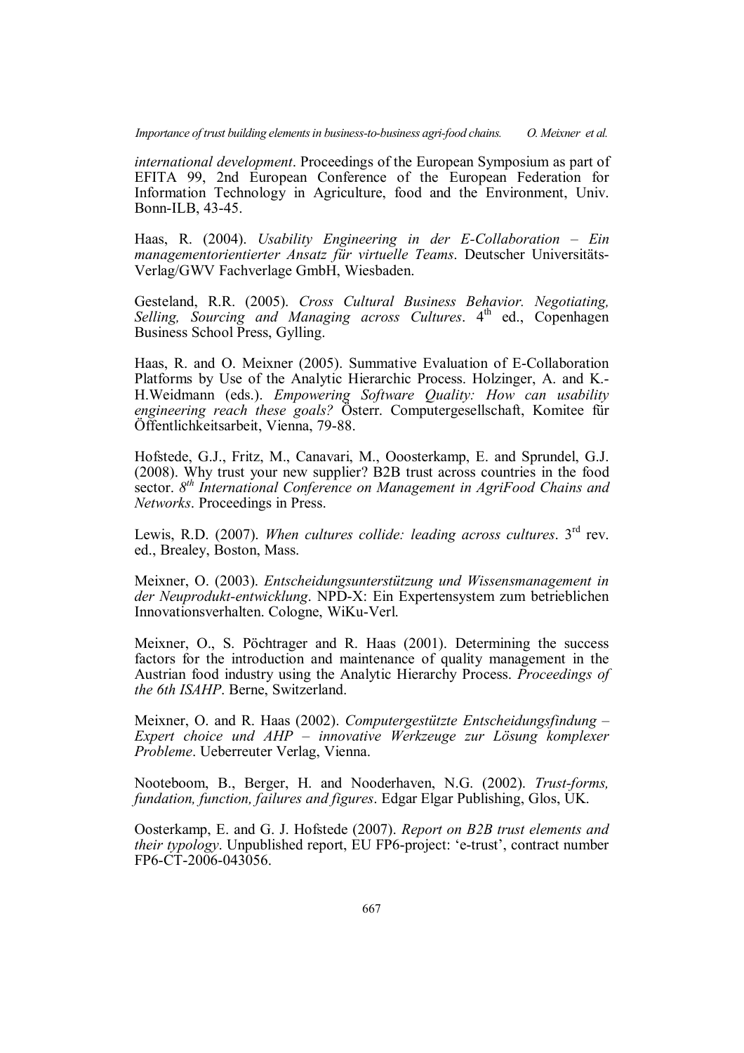*international development*. Proceedings of the European Symposium as part of EFITA 99, 2nd European Conference of the European Federation for Information Technology in Agriculture, food and the Environment, Univ. Bonn-ILB, 43-45.

Haas, R. (2004). *Usability Engineering in der E-Collaboration – Ein managementorientierter Ansatz für virtuelle Teams*. Deutscher Universitäts-Verlag/GWV Fachverlage GmbH, Wiesbaden.

Gesteland, R.R. (2005). *Cross Cultural Business Behavior. Negotiating, Selling, Sourcing and Managing across Cultures*. 4th ed., Copenhagen Business School Press, Gylling.

Haas, R. and O. Meixner (2005). Summative Evaluation of E-Collaboration Platforms by Use of the Analytic Hierarchic Process. Holzinger, A. and K.-H.Weidmann (eds.). *Empowering Software Quality: How can usability engineering reach these goals?* Österr. Computergesellschaft, Komitee für Öffentlichkeitsarbeit, Vienna, 79-88.

Hofstede, G.J., Fritz, M., Canavari, M., Ooosterkamp, E. and Sprundel, G.J. (2008). Why trust your new supplier? B2B trust across countries in the food sector. *8th International Conference on Management in AgriFood Chains and Networks*. Proceedings in Press.

Lewis, R.D. (2007). *When cultures collide: leading across cultures*. 3rd rev. ed., Brealey, Boston, Mass.

Meixner, O. (2003). *Entscheidungsunterstützung und Wissensmanagement in der Neuprodukt-entwicklung*. NPD-X: Ein Expertensystem zum betrieblichen Innovationsverhalten. Cologne, WiKu-Verl.

Meixner, O., S. Pöchtrager and R. Haas (2001). Determining the success factors for the introduction and maintenance of quality management in the Austrian food industry using the Analytic Hierarchy Process. *Proceedings of the 6th ISAHP*. Berne, Switzerland.

Meixner, O. and R. Haas (2002). *Computergestützte Entscheidungsfindung – Expert choice und AHP – innovative Werkzeuge zur Lösung komplexer Probleme*. Ueberreuter Verlag, Vienna.

Nooteboom, B., Berger, H. and Nooderhaven, N.G. (2002). *Trust-forms, fundation, function, failures and figures*. Edgar Elgar Publishing, Glos, UK.

Oosterkamp, E. and G. J. Hofstede (2007). *Report on B2B trust elements and their typology*. Unpublished report, EU FP6-project: 'e-trust', contract number FP6-CT-2006-043056.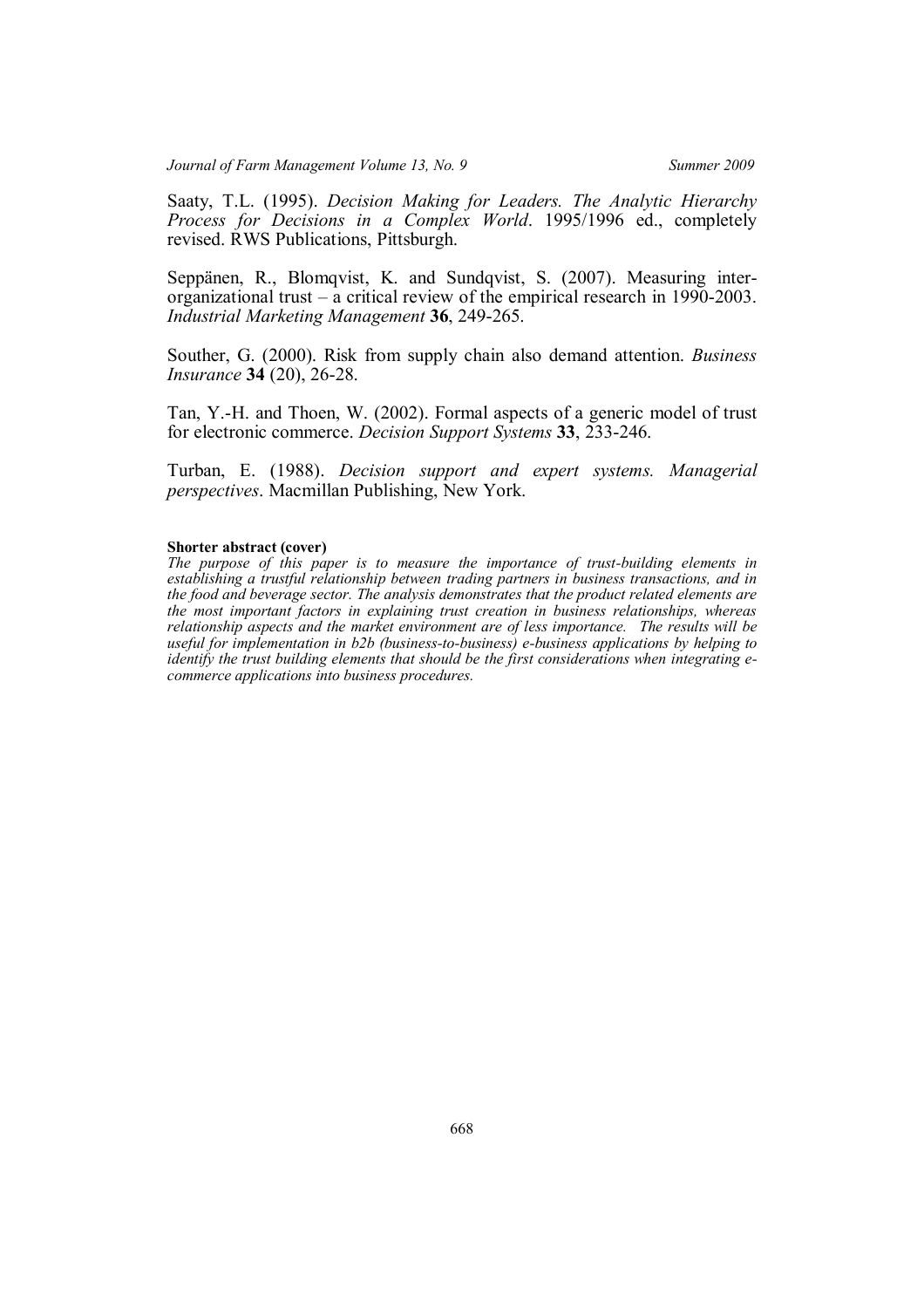Saaty, T.L. (1995). *Decision Making for Leaders. The Analytic Hierarchy Process for Decisions in a Complex World*. 1995/1996 ed., completely revised. RWS Publications, Pittsburgh.

Seppänen, R., Blomqvist, K. and Sundqvist, S. (2007). Measuring inter-organizational trust – a critical review of the empirical research in 1990-2003. *Industrial Marketing Management* **36**, 249-265.

Souther, G. (2000). Risk from supply chain also demand attention. *Business Insurance* **34** (20), 26-28.

Tan, Y.-H. and Thoen, W. (2002). Formal aspects of a generic model of trust for electronic commerce. *Decision Support Systems* **33**, 233-246.

Turban, E. (1988). *Decision support and expert systems. Managerial perspectives*. Macmillan Publishing, New York.

**Shorter abstract (cover)**

*The purpose of this paper is to measure the importance of trust-building elements in establishing a trustful relationship between trading partners in business transactions, and in the food and beverage sector. The analysis demonstrates that the product related elements are the most important factors in explaining trust creation in business relationships, whereas relationship aspects and the market environment are of less importance. The results will be useful for implementation in b2b (business-to-business) e-business applications by helping to identify the trust building elements that should be the first considerations when integrating e-commerce applications into business procedures.*